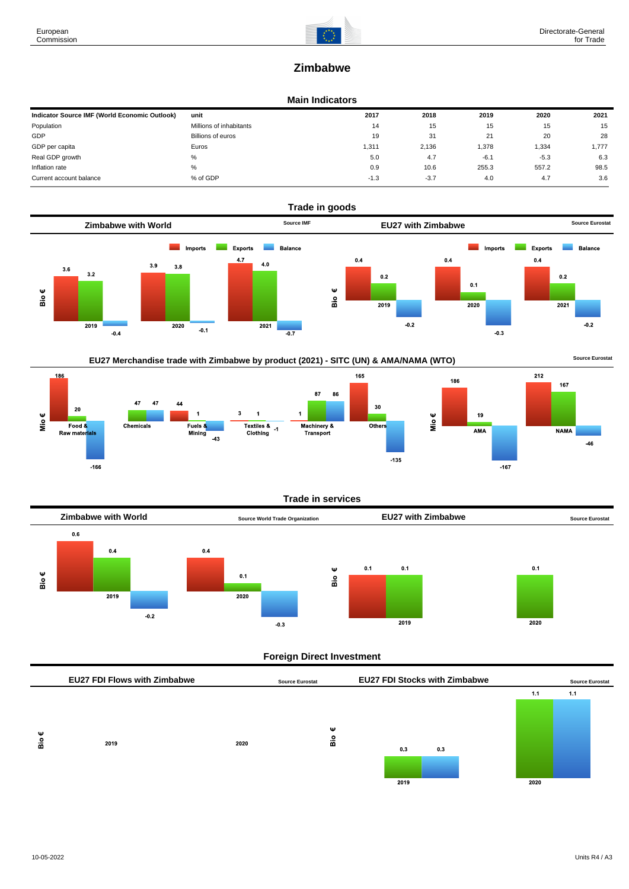# Zimbabwe

## Main Indicators

| Indicator Source IMF (World Economic Outlook) | unit | 2017 | 2018 | 2019 | 2020 | 2021 |
|---|---|---|---|---|---|---|
| Population | Millions of inhabitants | 14 | 15 | 15 | 15 | 15 |
| GDP | Billions of euros | 19 | 31 | 21 | 20 | 28 |
| GDP per capita | Euros | 1,311 | 2,136 | 1,378 | 1,334 | 1,777 |
| Real GDP growth | % | 5.0 | 4.7 | -6.1 | -5.3 | 6.3 |
| Inflation rate | % | 0.9 | 10.6 | 255.3 | 557.2 | 98.5 |
| Current account balance | % of GDP | -1.3 | -3.7 | 4.0 | 4.7 | 3.6 |

## Trade in goods

### Zimbabwe with World

Source IMF

| Bio € | Imports | Exports | Balance |
|---|---|---|---|
| 2019 | 3.6 | 3.2 | -0.4 |
| 2020 | 3.9 | 3.8 | -0.1 |
| 2021 | 4.7 | 4.0 | -0.7 |

### EU27 with Zimbabwe

Source Eurostat

| Bio € | Imports | Exports | Balance |
|---|---|---|---|
| 2019 | 0.4 | 0.2 | -0.2 |
| 2020 | 0.4 | 0.1 | -0.3 |
| 2021 | 0.4 | 0.2 | -0.2 |

### EU27 Merchandise trade with Zimbabwe by product (2021) - SITC (UN) & AMA/NAMA (WTO)

Source Eurostat

| Mio € | Imports | Exports | Balance |
|---|---|---|---|
| Food & Raw materials | 186 | 20 | -166 |
| Chemicals | | 47 | 47 |
| Fuels & Mining | 44 | 1 | -43 |
| Textiles & Clothing | 3 | 1 | -1 |
| Machinery & Transport | 1 | 87 | 86 |
| Others | 165 | 30 | -135 |

| Mio € | Imports | Exports | Balance |
|---|---|---|---|
| AMA | 186 | 19 | -167 |
| NAMA | 212 | 167 | -46 |

## Trade in services

### Zimbabwe with World

Source World Trade Organization

| Bio € | Imports | Exports | Balance |
|---|---|---|---|
| 2019 | 0.6 | 0.4 | -0.2 |
| 2020 | 0.4 | 0.1 | -0.3 |

### EU27 with Zimbabwe

Source Eurostat

| Bio € | Imports | Exports | Balance |
|---|---|---|---|
| 2019 | 0.1 | 0.1 | |
| 2020 | | 0.1 | |

## Foreign Direct Investment

### EU27 FDI Flows with Zimbabwe

Source Eurostat

| Bio € | |
|---|---|
| 2019 | |
| 2020 | |

### EU27 FDI Stocks with Zimbabwe

Source Eurostat

| Bio € | Outward | Inward |
|---|---|---|
| 2019 | 0.3 | 0.3 |
| 2020 | 1.1 | 1.1 |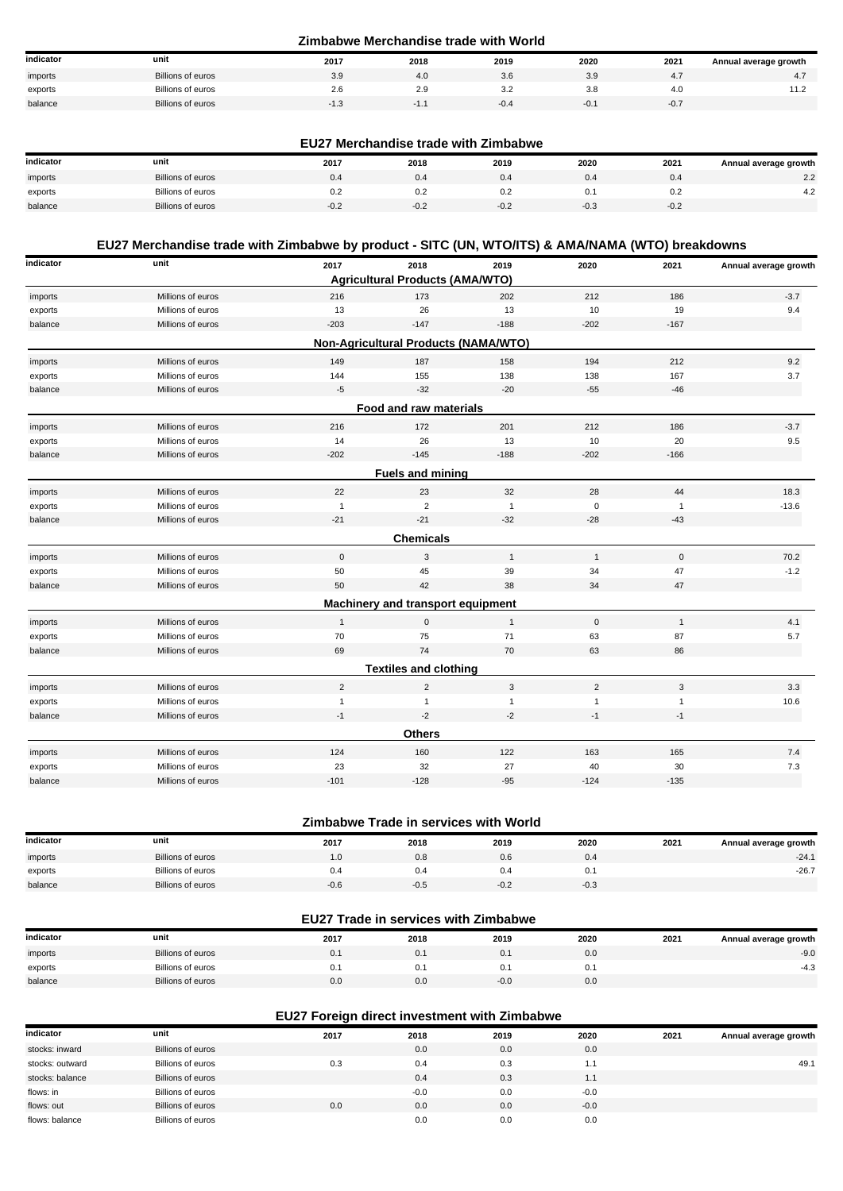## Zimbabwe Merchandise trade with World

| indicator | unit | 2017 | 2018 | 2019 | 2020 | 2021 | Annual average growth |
|---|---|---|---|---|---|---|---|
| imports | Billions of euros | 3.9 | 4.0 | 3.6 | 3.9 | 4.7 | 4.7 |
| exports | Billions of euros | 2.6 | 2.9 | 3.2 | 3.8 | 4.0 | 11.2 |
| balance | Billions of euros | -1.3 | -1.1 | -0.4 | -0.1 | -0.7 | |

## EU27 Merchandise trade with Zimbabwe

| indicator | unit | 2017 | 2018 | 2019 | 2020 | 2021 | Annual average growth |
|---|---|---|---|---|---|---|---|
| imports | Billions of euros | 0.4 | 0.4 | 0.4 | 0.4 | 0.4 | 2.2 |
| exports | Billions of euros | 0.2 | 0.2 | 0.2 | 0.1 | 0.2 | 4.2 |
| balance | Billions of euros | -0.2 | -0.2 | -0.2 | -0.3 | -0.2 | |

## EU27 Merchandise trade with Zimbabwe by product - SITC (UN, WTO/ITS) & AMA/NAMA (WTO) breakdowns

| indicator | unit | 2017 | 2018 | 2019 | 2020 | 2021 | Annual average growth |
|---|---|---|---|---|---|---|---|
| | | | **Agricultural Products (AMA/WTO)** | | | | |
| imports | Millions of euros | 216 | 173 | 202 | 212 | 186 | -3.7 |
| exports | Millions of euros | 13 | 26 | 13 | 10 | 19 | 9.4 |
| balance | Millions of euros | -203 | -147 | -188 | -202 | -167 | |
| | | | **Non-Agricultural Products (NAMA/WTO)** | | | | |
| imports | Millions of euros | 149 | 187 | 158 | 194 | 212 | 9.2 |
| exports | Millions of euros | 144 | 155 | 138 | 138 | 167 | 3.7 |
| balance | Millions of euros | -5 | -32 | -20 | -55 | -46 | |
| | | | **Food and raw materials** | | | | |
| imports | Millions of euros | 216 | 172 | 201 | 212 | 186 | -3.7 |
| exports | Millions of euros | 14 | 26 | 13 | 10 | 20 | 9.5 |
| balance | Millions of euros | -202 | -145 | -188 | -202 | -166 | |
| | | | **Fuels and mining** | | | | |
| imports | Millions of euros | 22 | 23 | 32 | 28 | 44 | 18.3 |
| exports | Millions of euros | 1 | 2 | 1 | 0 | 1 | -13.6 |
| balance | Millions of euros | -21 | -21 | -32 | -28 | -43 | |
| | | | **Chemicals** | | | | |
| imports | Millions of euros | 0 | 3 | 1 | 1 | 0 | 70.2 |
| exports | Millions of euros | 50 | 45 | 39 | 34 | 47 | -1.2 |
| balance | Millions of euros | 50 | 42 | 38 | 34 | 47 | |
| | | | **Machinery and transport equipment** | | | | |
| imports | Millions of euros | 1 | 0 | 1 | 0 | 1 | 4.1 |
| exports | Millions of euros | 70 | 75 | 71 | 63 | 87 | 5.7 |
| balance | Millions of euros | 69 | 74 | 70 | 63 | 86 | |
| | | | **Textiles and clothing** | | | | |
| imports | Millions of euros | 2 | 2 | 3 | 2 | 3 | 3.3 |
| exports | Millions of euros | 1 | 1 | 1 | 1 | 1 | 10.6 |
| balance | Millions of euros | -1 | -2 | -2 | -1 | -1 | |
| | | | **Others** | | | | |
| imports | Millions of euros | 124 | 160 | 122 | 163 | 165 | 7.4 |
| exports | Millions of euros | 23 | 32 | 27 | 40 | 30 | 7.3 |
| balance | Millions of euros | -101 | -128 | -95 | -124 | -135 | |

## Zimbabwe Trade in services with World

| indicator | unit | 2017 | 2018 | 2019 | 2020 | 2021 | Annual average growth |
|---|---|---|---|---|---|---|---|
| imports | Billions of euros | 1.0 | 0.8 | 0.6 | 0.4 | | -24.1 |
| exports | Billions of euros | 0.4 | 0.4 | 0.4 | 0.1 | | -26.7 |
| balance | Billions of euros | -0.6 | -0.5 | -0.2 | -0.3 | | |

## EU27 Trade in services with Zimbabwe

| indicator | unit | 2017 | 2018 | 2019 | 2020 | 2021 | Annual average growth |
|---|---|---|---|---|---|---|---|
| imports | Billions of euros | 0.1 | 0.1 | 0.1 | 0.0 | | -9.0 |
| exports | Billions of euros | 0.1 | 0.1 | 0.1 | 0.1 | | -4.3 |
| balance | Billions of euros | 0.0 | 0.0 | -0.0 | 0.0 | | |

## EU27 Foreign direct investment with Zimbabwe

| indicator | unit | 2017 | 2018 | 2019 | 2020 | 2021 | Annual average growth |
|---|---|---|---|---|---|---|---|
| stocks: inward | Billions of euros | | 0.0 | 0.0 | 0.0 | | |
| stocks: outward | Billions of euros | 0.3 | 0.4 | 0.3 | 1.1 | | 49.1 |
| stocks: balance | Billions of euros | | 0.4 | 0.3 | 1.1 | | |
| flows: in | Billions of euros | | -0.0 | 0.0 | -0.0 | | |
| flows: out | Billions of euros | 0.0 | 0.0 | 0.0 | -0.0 | | |
| flows: balance | Billions of euros | | 0.0 | 0.0 | 0.0 | | |